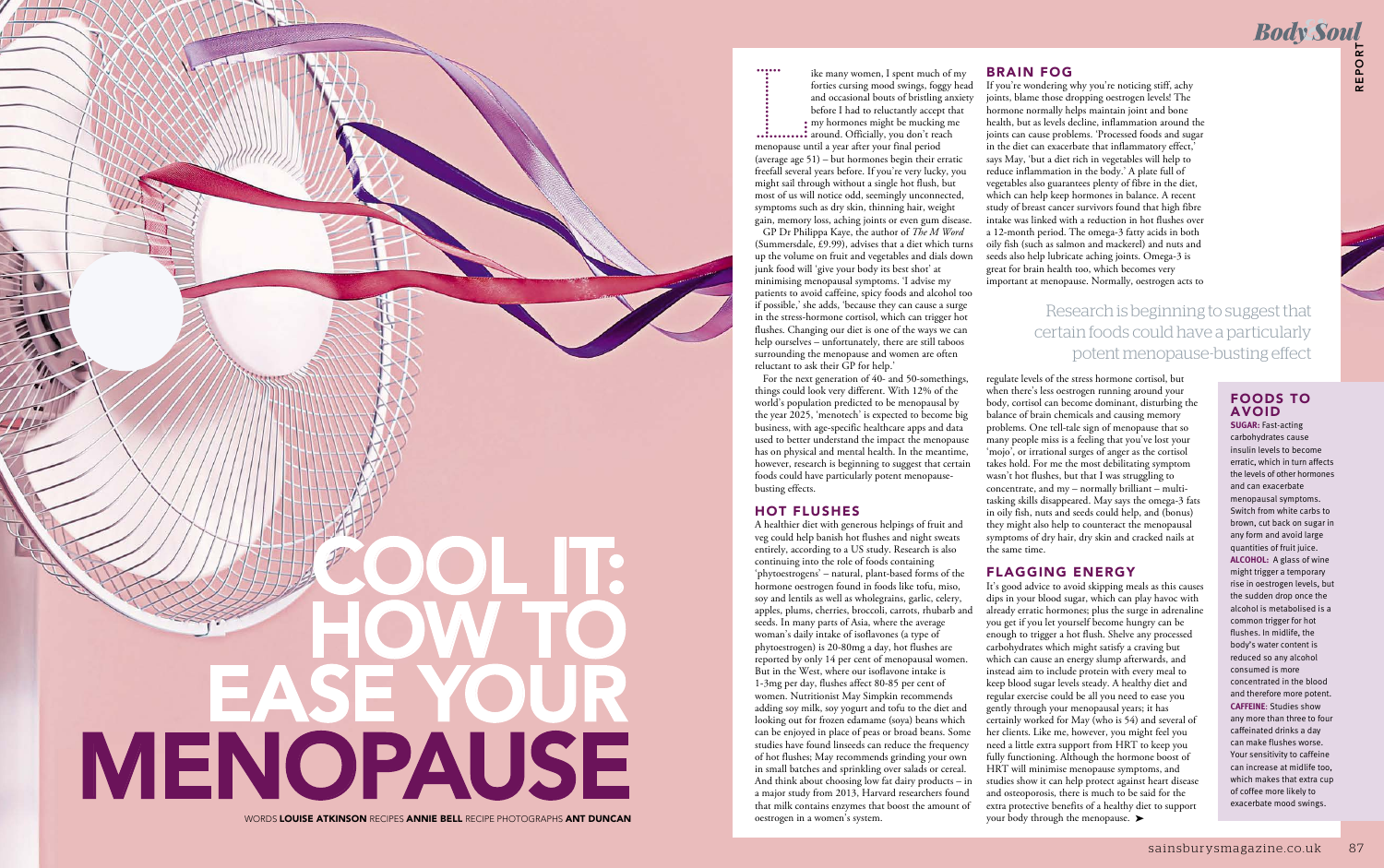# COOL IT: HOW TO EASE YOUR MENOPAUSE

WORDS **LOUISE ATKINSON** RECIPES **ANNIE BELL** RECIPE PHOTOGRAPHS **ANT DUNCAN**

Like many women, I spent much of my forties cursing mood swings, foggy head and occasional bouts of bristling anxiety before I had to reluctantly accept that my hormones might be mucking me around. Officially, you don't reach menopause until a year after your final period (average age 51) – but hormones begin their erratic freefall several years before. If you're very lucky, you might sail through without a single hot flush, but most of us will notice odd, seemingly unconnected, symptoms such as dry skin, thinning hair, weight gain, memory loss, aching joints or even gum disease.

GP Dr Philippa Kaye, the author of *The M Word* (Summersdale, £9.99), advises that a diet which turns up the volume on fruit and vegetables and dials down junk food will 'give your body its best shot' at minimising menopausal symptoms. 'I advise my patients to avoid caffeine, spicy foods and alcohol too if possible,' she adds, 'because they can cause a surge in the stress-hormone cortisol, which can trigger hot flushes. Changing our diet is one of the ways we can help ourselves – unfortunately, there are still taboos surrounding the menopause and women are often reluctant to ask their GP for help.'

For the next generation of 40- and 50-somethings, things could look very different. With 12% of the world's population predicted to be menopausal by the year 2025, 'menotech' is expected to become big business, with age-specific healthcare apps and data used to better understand the impact the menopause has on physical and mental health. In the meantime, however, research is beginning to suggest that certain foods could have particularly potent menopause-busting effects.

## HOT FLUSHES

A healthier diet with generous helpings of fruit and veg could help banish hot flushes and night sweats entirely, according to a US study. Research is also continuing into the role of foods containing 'phytoestrogens' – natural, plant-based forms of the hormone oestrogen found in foods like tofu, miso, soy and lentils as well as wholegrains, garlic, celery, apples, plums, cherries, broccoli, carrots, rhubarb and seeds. In many parts of Asia, where the average woman's daily intake of isoflavones (a type of phytoestrogen) is 20-80mg a day, hot flushes are reported by only 14 per cent of menopausal women. But in the West, where our isoflavone intake is 1-3mg per day, flushes affect 80-85 per cent of women. Nutritionist May Simpkin recommends adding soy milk, soy yogurt and tofu to the diet and looking out for frozen edamame (soya) beans which can be enjoyed in place of peas or broad beans. Some studies have found linseeds can reduce the frequency of hot flushes; May recommends grinding your own in small batches and sprinkling over salads or cereal. And think about choosing low fat dairy products – in a major study from 2013, Harvard researchers found that milk contains enzymes that boost the amount of oestrogen in a women's system.

## BRAIN FOG

If you're wondering why you're noticing stiff, achy joints, blame those dropping oestrogen levels! The hormone normally helps maintain joint and bone health, but as levels decline, inflammation around the joints can cause problems. 'Processed foods and sugar in the diet can exacerbate that inflammatory effect,' says May, 'but a diet rich in vegetables will help to reduce inflammation in the body.' A plate full of vegetables also guarantees plenty of fibre in the diet, which can help keep hormones in balance. A recent study of breast cancer survivors found that high fibre intake was linked with a reduction in hot flushes over a 12-month period. The omega-3 fatty acids in both oily fish (such as salmon and mackerel) and nuts and seeds also help lubricate aching joints. Omega-3 is great for brain health too, which becomes very important at menopause. Normally, oestrogen acts to regulate levels of the stress hormone cortisol, but when there's less oestrogen running around your body, cortisol can become dominant, disturbing the balance of brain chemicals and causing memory problems. One tell-tale sign of menopause that so many people miss is a feeling that you've lost your 'mojo', or irrational surges of anger as the cortisol takes hold. For me the most debilitating symptom wasn't hot flushes, but that I was struggling to concentrate, and my – normally brilliant – multi-tasking skills disappeared. May says the omega-3 fats in oily fish, nuts and seeds could help, and (bonus) they might also help to counteract the menopausal symptoms of dry hair, dry skin and cracked nails at the same time.

> Research is beginning to suggest that certain foods could have a particularly potent menopause-busting effect

## FLAGGING ENERGY

It's good advice to avoid skipping meals as this causes dips in your blood sugar, which can play havoc with already erratic hormones; plus the surge in adrenaline you get if you let yourself become hungry can be enough to trigger a hot flush. Shelve any processed carbohydrates which might satisfy a craving but which can cause an energy slump afterwards, and instead aim to include protein with every meal to keep blood sugar levels steady. A healthy diet and regular exercise could be all you need to ease you gently through your menopausal years; it has certainly worked for May (who is 54) and several of her clients. Like me, however, you might feel you need a little extra support from HRT to keep you fully functioning. Although the hormone boost of HRT will minimise menopause symptoms, and studies show it can help protect against heart disease and osteoporosis, there is much to be said for the extra protective benefits of a healthy diet to support your body through the menopause. ➤

## FOODS TO AVOID

**SUGAR:** Fast-acting carbohydrates cause insulin levels to become erratic, which in turn affects the levels of other hormones and can exacerbate menopausal symptoms. Switch from white carbs to brown, cut back on sugar in any form and avoid large quantities of fruit juice.

**ALCOHOL:** A glass of wine might trigger a temporary rise in oestrogen levels, but the sudden drop once the alcohol is metabolised is a common trigger for hot flushes. In midlife, the body's water content is reduced so any alcohol consumed is more concentrated in the blood and therefore more potent.

**CAFFEINE:** Studies show any more than three to four caffeinated drinks a day can make flushes worse. Your sensitivity to caffeine can increase at midlife too, which makes that extra cup of coffee more likely to exacerbate mood swings.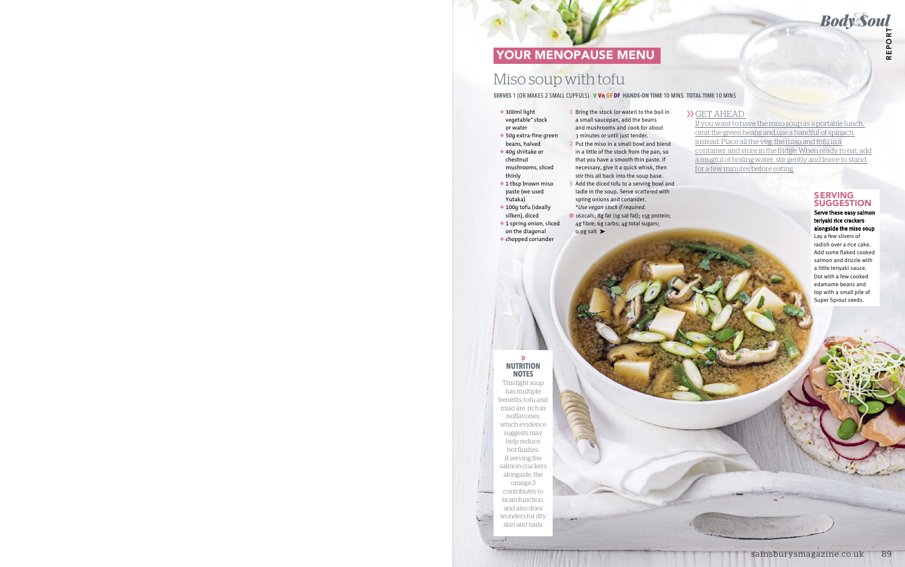## YOUR MENOPAUSE MENU

# Miso soup with tofu

**SERVES** 1 (OR MAKES 2 SMALL CUPFULS) **V Vn GF DF HANDS-ON TIME** 10 MINS **TOTAL TIME** 10 MINS

- 300ml light vegetable* stock or water
- 50g extra-fine green beans, halved
- 40g shiitake or chestnut mushrooms, sliced thinly
- 1 tbsp brown miso paste (we used Yutaka)
- 100g tofu (ideally silken), diced
- 1 spring onion, sliced on the diagonal
- chopped coriander

1. Bring the stock (or water) to the boil in a small saucepan, add the beans and mushrooms and cook for about 3 minutes or until just tender.
2. Put the miso in a small bowl and blend in a little of the stock from the pan, so that you have a smooth thin paste. If necessary, give it a quick whisk, then stir this all back into the soup base.
3. Add the diced tofu to a serving bowl and ladle in the soup. Serve scattered with spring onions and coriander.

*\*Use vegan stock if required.*

162cals; 8g fat (1g sat fat); 15g protein; 4g fibre; 6g carbs; 4g total sugars; 0.9g salt

### GET AHEAD

If you want to have the miso soup as a portable lunch, omit the green beans and use a handful of spinach instead. Place all the veg, the miso and tofu in a container and store in the fridge. When ready to eat, add a mugful of boiling water, stir gently and leave to stand for a few minutes before eating.

### SERVING SUGGESTION

**Serve these easy salmon teriyaki rice crackers alongside the miso soup**

Lay a few slivers of radish over a rice cake. Add some flaked cooked salmon and drizzle with a little teriyaki sauce. Dot with a few cooked edamame beans and top with a small pile of Super Sprout seeds.

### NUTRITION NOTES

This light soup has multiple benefits; tofu and miso are rich in isoflavones, which evidence suggests may help reduce hot flushes. If serving the salmon crackers alongside, the omega-3 contributes to brain function, and also does wonders for dry skin and nails.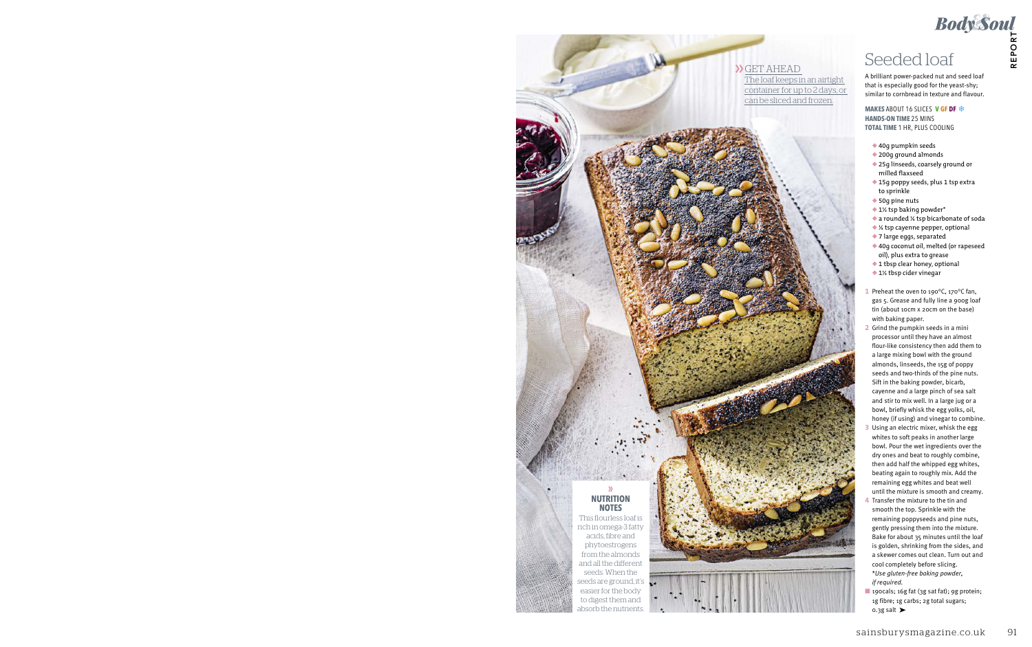# Seeded loaf

A brilliant power-packed nut and seed loaf that is especially good for the yeast-shy; similar to cornbread in texture and flavour.

**MAKES** ABOUT 16 SLICES **V GF DF** ❄
**HANDS-ON TIME** 25 MINS
**TOTAL TIME** 1 HR, PLUS COOLING

- 40g pumpkin seeds
- 200g ground almonds
- 25g linseeds, coarsely ground or milled flaxseed
- 15g poppy seeds, plus 1 tsp extra to sprinkle
- 50g pine nuts
- 1½ tsp baking powder*
- a rounded ¼ tsp bicarbonate of soda
- ¼ tsp cayenne pepper, optional
- 7 large eggs, separated
- 40g coconut oil, melted (or rapeseed oil), plus extra to grease
- 1 tbsp clear honey, optional
- 1½ tbsp cider vinegar

1. Preheat the oven to 190°C, 170°C fan, gas 5. Grease and fully line a 900g loaf tin (about 10cm x 20cm on the base) with baking paper.
2. Grind the pumpkin seeds in a mini processor until they have an almost flour-like consistency then add them to a large mixing bowl with the ground almonds, linseeds, the 15g of poppy seeds and two-thirds of the pine nuts. Sift in the baking powder, bicarb, cayenne and a large pinch of sea salt and stir to mix well. In a large jug or a bowl, briefly whisk the egg yolks, oil, honey (if using) and vinegar to combine.
3. Using an electric mixer, whisk the egg whites to soft peaks in another large bowl. Pour the wet ingredients over the dry ones and beat to roughly combine, then add half the whipped egg whites, beating again to roughly mix. Add the remaining egg whites and beat well until the mixture is smooth and creamy.
4. Transfer the mixture to the tin and smooth the top. Sprinkle with the remaining poppyseeds and pine nuts, gently pressing them into the mixture. Bake for about 35 minutes until the loaf is golden, shrinking from the sides, and a skewer comes out clean. Turn out and cool completely before slicing.

*\*Use gluten-free baking powder, if required.*

■ 190cals; 16g fat (3g sat fat); 9g protein; 1g fibre; 1g carbs; 2g total sugars; 0.3g salt ➤

**» GET AHEAD**
The loaf keeps in an airtight container for up to 2 days, or can be sliced and frozen.

**» NUTRITION NOTES**
This flourless loaf is rich in omega-3 fatty acids, fibre and phytoestrogens from the almonds and all the different seeds. When the seeds are ground, it's easier for the body to digest them and absorb the nutrients.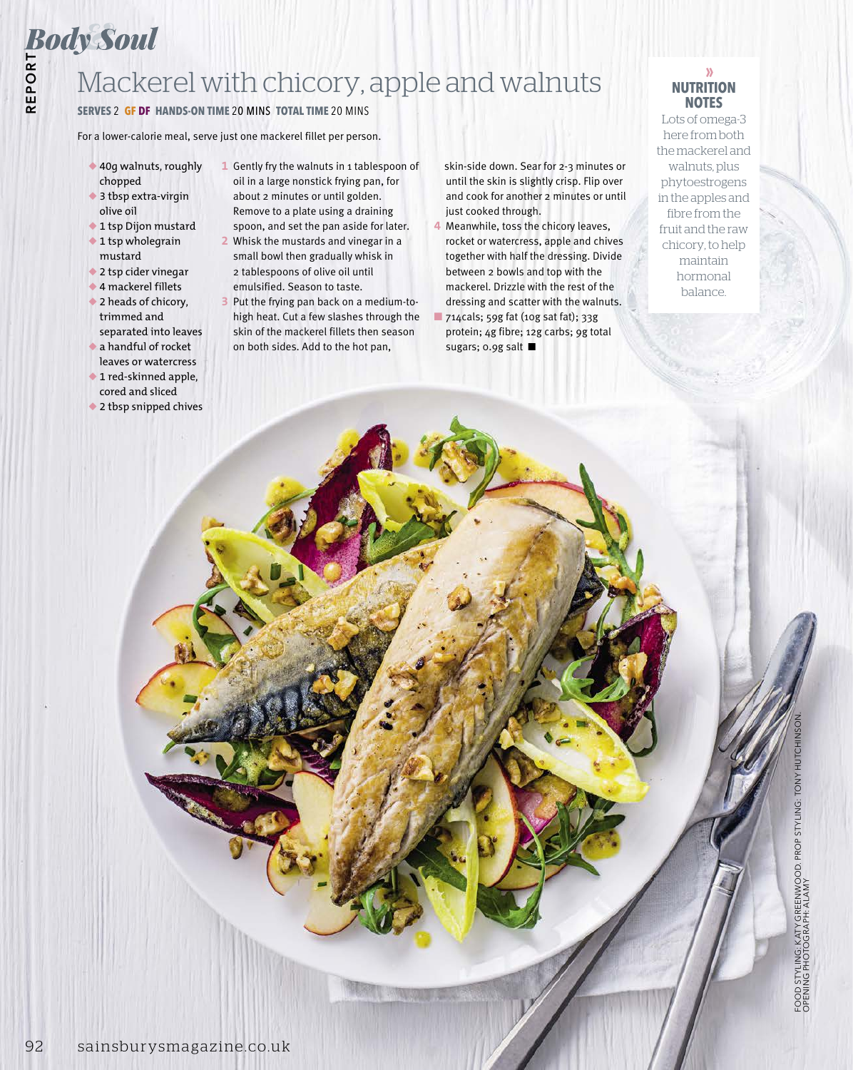# Mackerel with chicory, apple and walnuts

**SERVES** 2 **GF DF** **HANDS-ON TIME** 20 MINS **TOTAL TIME** 20 MINS

For a lower-calorie meal, serve just one mackerel fillet per person.

- 40g walnuts, roughly chopped
- 3 tbsp extra-virgin olive oil
- 1 tsp Dijon mustard
- 1 tsp wholegrain mustard
- 2 tsp cider vinegar
- 4 mackerel fillets
- 2 heads of chicory, trimmed and separated into leaves
- a handful of rocket leaves or watercress
- 1 red-skinned apple, cored and sliced
- 2 tbsp snipped chives

1. Gently fry the walnuts in 1 tablespoon of oil in a large nonstick frying pan, for about 2 minutes or until golden. Remove to a plate using a draining spoon, and set the pan aside for later.
2. Whisk the mustards and vinegar in a small bowl then gradually whisk in 2 tablespoons of olive oil until emulsified. Season to taste.
3. Put the frying pan back on a medium-to-high heat. Cut a few slashes through the skin of the mackerel fillets then season on both sides. Add to the hot pan, skin-side down. Sear for 2-3 minutes or until the skin is slightly crisp. Flip over and cook for another 2 minutes or until just cooked through.
4. Meanwhile, toss the chicory leaves, rocket or watercress, apple and chives together with half the dressing. Divide between 2 bowls and top with the mackerel. Drizzle with the rest of the dressing and scatter with the walnuts.

714cals; 59g fat (10g sat fat); 33g protein; 4g fibre; 12g carbs; 9g total sugars; 0.9g salt

## NUTRITION NOTES

Lots of omega-3 here from both the mackerel and walnuts, plus phytoestrogens in the apples and fibre from the fruit and the raw chicory, to help maintain hormonal balance.

FOOD STYLING: KATY GREENWOOD. PROP STYLING: TONY HUTCHINSON. OPENING PHOTOGRAPH: ALAMY